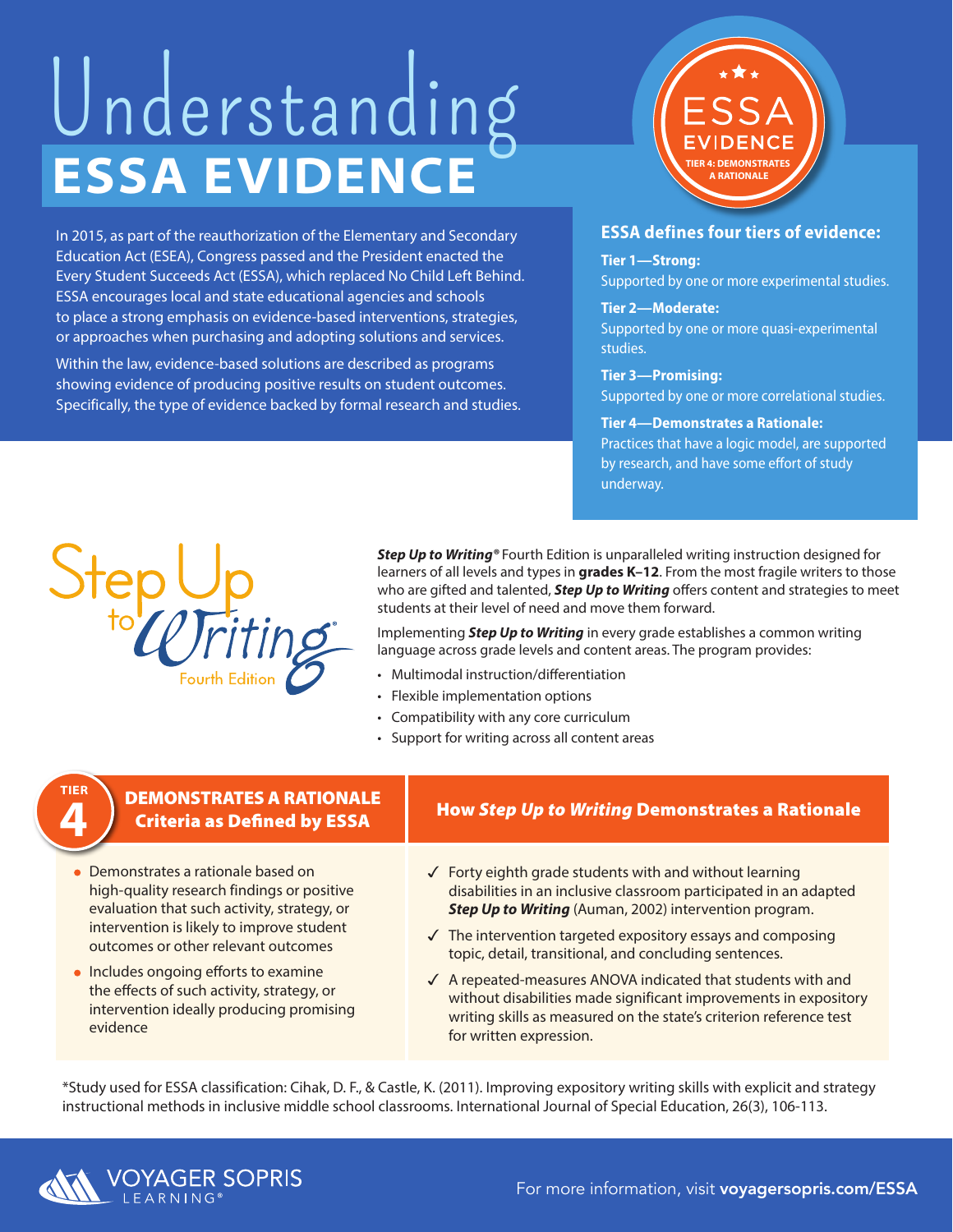# Understanding ESSA EVIDENCE

ESSA EVIDENCE
TIER 4: DEMONSTRATES A RATIONALE

In 2015, as part of the reauthorization of the Elementary and Secondary Education Act (ESEA), Congress passed and the President enacted the Every Student Succeeds Act (ESSA), which replaced No Child Left Behind. ESSA encourages local and state educational agencies and schools to place a strong emphasis on evidence-based interventions, strategies, or approaches when purchasing and adopting solutions and services.

Within the law, evidence-based solutions are described as programs showing evidence of producing positive results on student outcomes. Specifically, the type of evidence backed by formal research and studies.

## ESSA defines four tiers of evidence:

**Tier 1—Strong:**
Supported by one or more experimental studies.

**Tier 2—Moderate:**
Supported by one or more quasi-experimental studies.

**Tier 3—Promising:**
Supported by one or more correlational studies.

**Tier 4—Demonstrates a Rationale:**
Practices that have a logic model, are supported by research, and have some effort of study underway.

Step Up to Writing® Fourth Edition

***Step Up to Writing®*** Fourth Edition is unparalleled writing instruction designed for learners of all levels and types in **grades K–12**. From the most fragile writers to those who are gifted and talented, ***Step Up to Writing*** offers content and strategies to meet students at their level of need and move them forward.

Implementing ***Step Up to Writing*** in every grade establishes a common writing language across grade levels and content areas. The program provides:

- Multimodal instruction/differentiation
- Flexible implementation options
- Compatibility with any core curriculum
- Support for writing across all content areas

| TIER 4 DEMONSTRATES A RATIONALE Criteria as Defined by ESSA | How *Step Up to Writing* Demonstrates a Rationale |
|---|---|
| • Demonstrates a rationale based on high-quality research findings or positive evaluation that such activity, strategy, or intervention is likely to improve student outcomes or other relevant outcomes<br>• Includes ongoing efforts to examine the effects of such activity, strategy, or intervention ideally producing promising evidence | ✓ Forty eighth grade students with and without learning disabilities in an inclusive classroom participated in an adapted ***Step Up to Writing*** (Auman, 2002) intervention program.<br>✓ The intervention targeted expository essays and composing topic, detail, transitional, and concluding sentences.<br>✓ A repeated-measures ANOVA indicated that students with and without disabilities made significant improvements in expository writing skills as measured on the state's criterion reference test for written expression. |

*Study used for ESSA classification: Cihak, D. F., & Castle, K. (2011). Improving expository writing skills with explicit and strategy instructional methods in inclusive middle school classrooms. International Journal of Special Education, 26(3), 106-113.

VOYAGER SOPRIS LEARNING®

For more information, visit **voyagersopris.com/ESSA**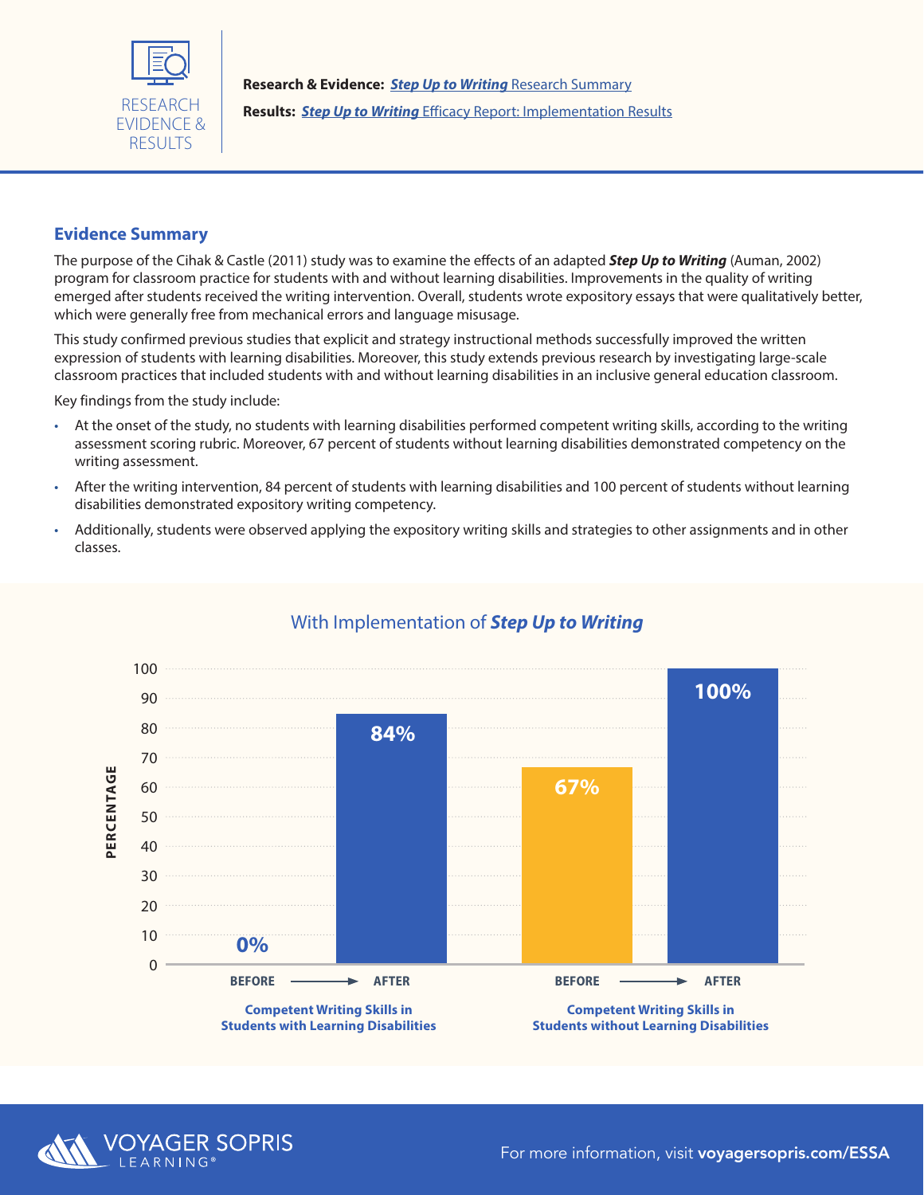RESEARCH EVIDENCE & RESULTS

**Research & Evidence:** ***Step Up to Writing*** Research Summary

**Results:** ***Step Up to Writing*** Efficacy Report: Implementation Results

## Evidence Summary

The purpose of the Cihak & Castle (2011) study was to examine the effects of an adapted ***Step Up to Writing*** (Auman, 2002) program for classroom practice for students with and without learning disabilities. Improvements in the quality of writing emerged after students received the writing intervention. Overall, students wrote expository essays that were qualitatively better, which were generally free from mechanical errors and language misusage.

This study confirmed previous studies that explicit and strategy instructional methods successfully improved the written expression of students with learning disabilities. Moreover, this study extends previous research by investigating large-scale classroom practices that included students with and without learning disabilities in an inclusive general education classroom.

Key findings from the study include:

- At the onset of the study, no students with learning disabilities performed competent writing skills, according to the writing assessment scoring rubric. Moreover, 67 percent of students without learning disabilities demonstrated competency on the writing assessment.
- After the writing intervention, 84 percent of students with learning disabilities and 100 percent of students without learning disabilities demonstrated expository writing competency.
- Additionally, students were observed applying the expository writing skills and strategies to other assignments and in other classes.

### With Implementation of ***Step Up to Writing***

PERCENTAGE

100
90
80
70
60
50
40
30
20
10
0

0%
84%
BEFORE → AFTER
**Competent Writing Skills in Students with Learning Disabilities**

67%
100%
BEFORE → AFTER
**Competent Writing Skills in Students without Learning Disabilities**

VOYAGER SOPRIS LEARNING®

For more information, visit **voyagersopris.com/ESSA**